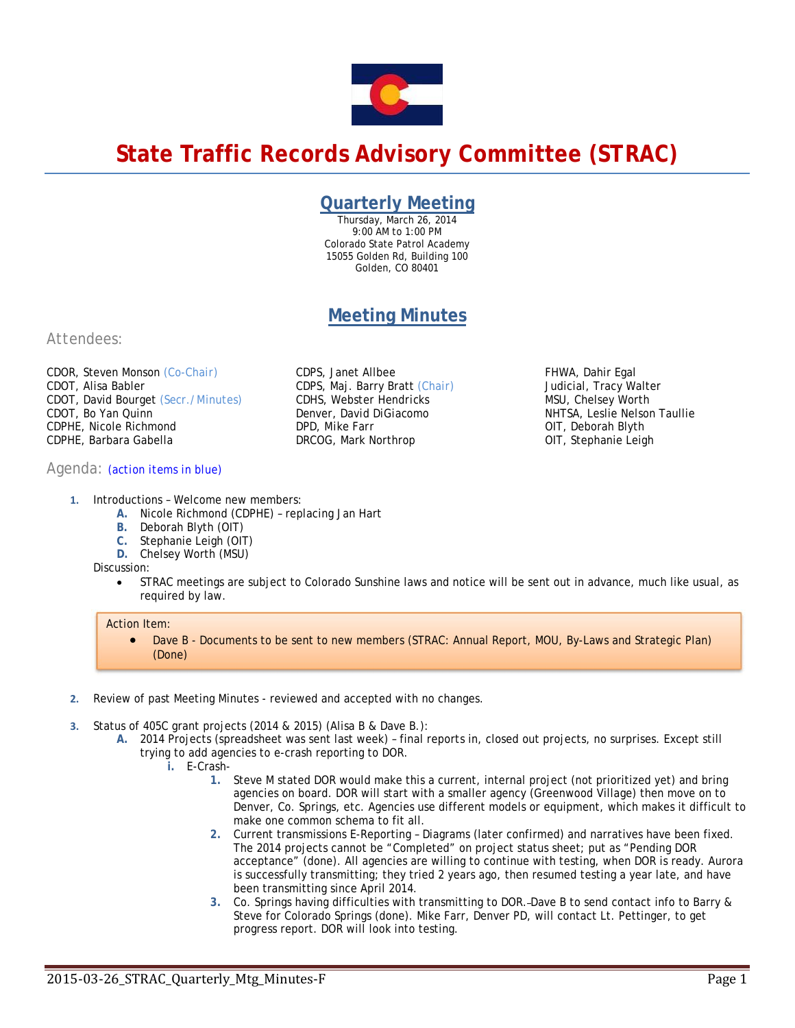# State Traffic Records Advisory Committee (STRAC)

## Quarterly Meeting

Thursday, March 26, 2014
9:00 AM to 1:00 PM
Colorado State Patrol Academy
15055 Golden Rd, Building 100
Golden, CO 80401

## Meeting Minutes

### Attendees:

CDOR, Steven Monson (Co-Chair)
CDOT, Alisa Babler
CDOT, David Bourget (Secr./Minutes)
CDOT, Bo Yan Quinn
CDPHE, Nicole Richmond
CDPHE, Barbara Gabella
CDPS, Janet Allbee
CDPS, Maj. Barry Bratt (Chair)
CDHS, Webster Hendricks
Denver, David DiGiacomo
DPD, Mike Farr
DRCOG, Mark Northrop
FHWA, Dahir Egal
Judicial, Tracy Walter
MSU, Chelsey Worth
NHTSA, Leslie Nelson Taullie
OIT, Deborah Blyth
OIT, Stephanie Leigh

### Agenda: (action items in blue)

1. Introductions – Welcome new members:
   - A. Nicole Richmond (CDPHE) – replacing Jan Hart
   - B. Deborah Blyth (OIT)
   - C. Stephanie Leigh (OIT)
   - D. Chelsey Worth (MSU)

   Discussion:
   - STRAC meetings are subject to Colorado Sunshine laws and notice will be sent out in advance, much like usual, as required by law.

   > Action Item:
   > - Dave B - Documents to be sent to new members (STRAC: Annual Report, MOU, By-Laws and Strategic Plan) (Done)

2. Review of past Meeting Minutes - reviewed and accepted with no changes.

3. Status of 405C grant projects (2014 & 2015) (Alisa B & Dave B.):
   - A. 2014 Projects (spreadsheet was sent last week) – final reports in, closed out projects, no surprises. Except still trying to add agencies to e-crash reporting to DOR.
     - i. E-Crash-
       1. Steve M stated DOR would make this a current, internal project (not prioritized yet) and bring agencies on board. DOR will start with a smaller agency (Greenwood Village) then move on to Denver, Co. Springs, etc. Agencies use different models or equipment, which makes it difficult to make one common schema to fit all.
       2. Current transmissions E-Reporting – Diagrams (later confirmed) and narratives have been fixed. The 2014 projects cannot be "Completed" on project status sheet; put as "Pending DOR acceptance" (done). All agencies are willing to continue with testing, when DOR is ready. Aurora is successfully transmitting; they tried 2 years ago, then resumed testing a year late, and have been transmitting since April 2014.
       3. Co. Springs having difficulties with transmitting to DOR. Dave B to send contact info to Barry & Steve for Colorado Springs (done). Mike Farr, Denver PD, will contact Lt. Pettinger, to get progress report. DOR will look into testing.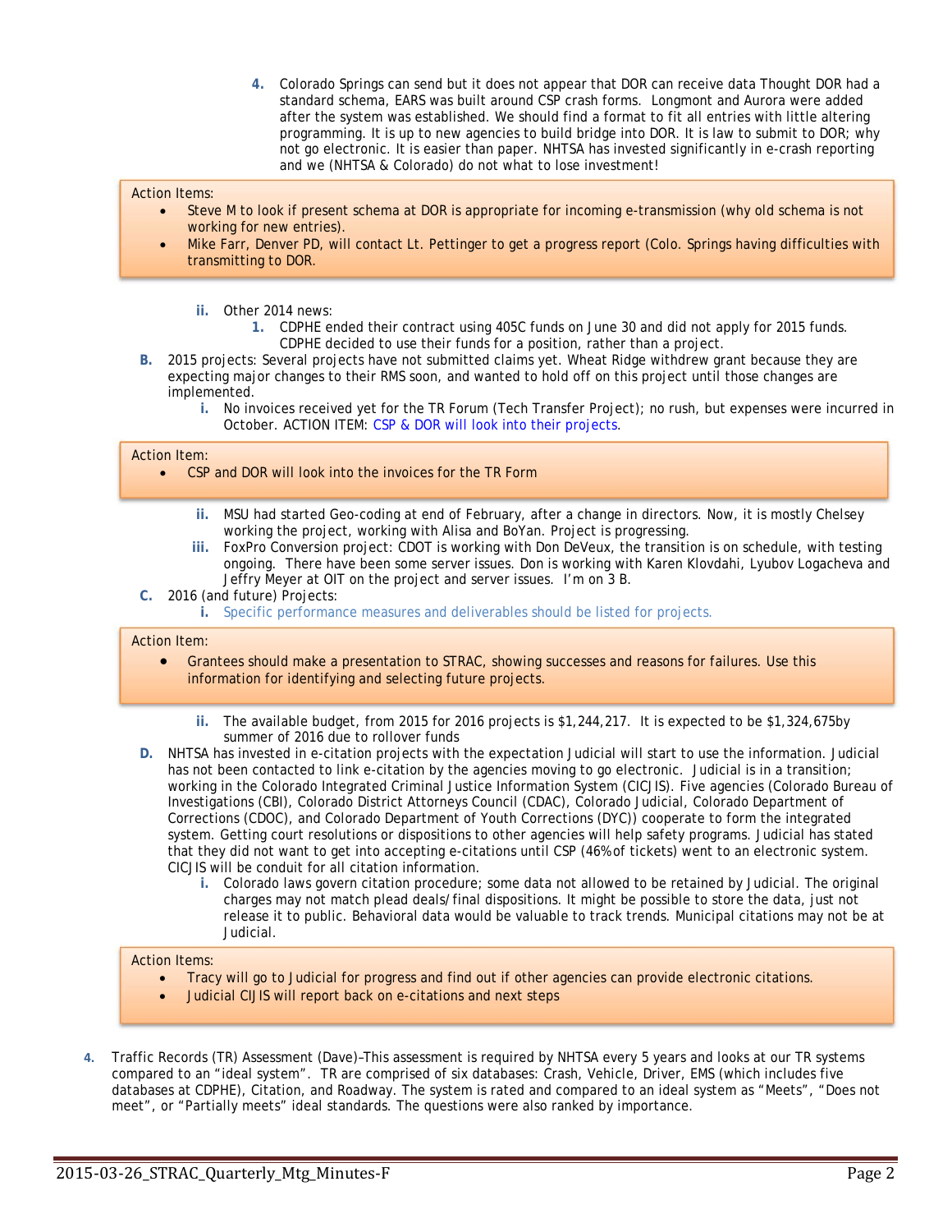4. Colorado Springs can send but it does not appear that DOR can receive data Thought DOR had a standard schema, EARS was built around CSP crash forms. Longmont and Aurora were added after the system was established. We should find a format to fit all entries with little altering programming. It is up to new agencies to build bridge into DOR. It is law to submit to DOR; why not go electronic. It is easier than paper. NHTSA has invested significantly in e-crash reporting and we (NHTSA & Colorado) do not what to lose investment!

> Action Items:
> - Steve M to look if present schema at DOR is appropriate for incoming e-transmission (why old schema is not working for new entries).
> - Mike Farr, Denver PD, will contact Lt. Pettinger to get a progress report (Colo. Springs having difficulties with transmitting to DOR.

ii. Other 2014 news:
   1. CDPHE ended their contract using 405C funds on June 30 and did not apply for 2015 funds. CDPHE decided to use their funds for a position, rather than a project.

B. 2015 projects: Several projects have not submitted claims yet. Wheat Ridge withdrew grant because they are expecting major changes to their RMS soon, and wanted to hold off on this project until those changes are implemented.
   i. No invoices received yet for the TR Forum (Tech Transfer Project); no rush, but expenses were incurred in October. ACTION ITEM: CSP & DOR will look into their projects.

> Action Item:
> - CSP and DOR will look into the invoices for the TR Form

   ii. MSU had started Geo-coding at end of February, after a change in directors. Now, it is mostly Chelsey working the project, working with Alisa and BoYan. Project is progressing.
   iii. FoxPro Conversion project: CDOT is working with Don DeVeux, the transition is on schedule, with testing ongoing. There have been some server issues. Don is working with Karen Klovdahi, Lyubov Logacheva and Jeffry Meyer at OIT on the project and server issues. I'm on 3 B.

C. 2016 (and future) Projects:
   i. Specific performance measures and deliverables should be listed for projects.

> Action Item:
> - Grantees should make a presentation to STRAC, showing successes and reasons for failures. Use this information for identifying and selecting future projects.

   ii. The available budget, from 2015 for 2016 projects is $1,244,217. It is expected to be $1,324,675by summer of 2016 due to rollover funds

D. NHTSA has invested in e-citation projects with the expectation Judicial will start to use the information. Judicial has not been contacted to link e-citation by the agencies moving to go electronic. Judicial is in a transition; working in the Colorado Integrated Criminal Justice Information System (CICJIS). Five agencies (Colorado Bureau of Investigations (CBI), Colorado District Attorneys Council (CDAC), Colorado Judicial, Colorado Department of Corrections (CDOC), and Colorado Department of Youth Corrections (DYC)) cooperate to form the integrated system. Getting court resolutions or dispositions to other agencies will help safety programs. Judicial has stated that they did not want to get into accepting e-citations until CSP (46% of tickets) went to an electronic system. CICJIS will be conduit for all citation information.
   i. Colorado laws govern citation procedure; some data not allowed to be retained by Judicial. The original charges may not match plead deals/final dispositions. It might be possible to store the data, just not release it to public. Behavioral data would be valuable to track trends. Municipal citations may not be at Judicial.

> Action Items:
> - Tracy will go to Judicial for progress and find out if other agencies can provide electronic citations.
> - Judicial CIJIS will report back on e-citations and next steps

4. Traffic Records (TR) Assessment (Dave)–This assessment is required by NHTSA every 5 years and looks at our TR systems compared to an "ideal system". TR are comprised of six databases: Crash, Vehicle, Driver, EMS (which includes five databases at CDPHE), Citation, and Roadway. The system is rated and compared to an ideal system as "Meets", "Does not meet", or "Partially meets" ideal standards. The questions were also ranked by importance.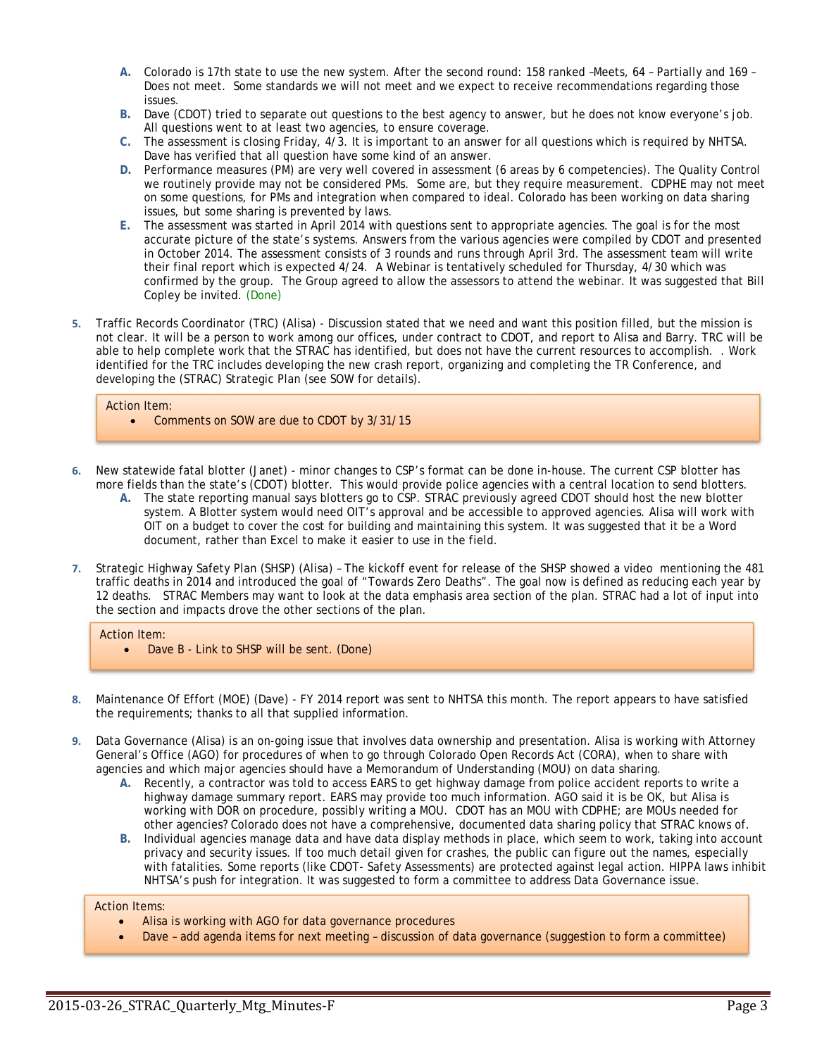A. Colorado is 17th state to use the new system. After the second round: 158 ranked –Meets, 64 – Partially and 169 – Does not meet. Some standards we will not meet and we expect to receive recommendations regarding those issues.
B. Dave (CDOT) tried to separate out questions to the best agency to answer, but he does not know everyone's job. All questions went to at least two agencies, to ensure coverage.
C. The assessment is closing Friday, 4/3. It is important to an answer for all questions which is required by NHTSA. Dave has verified that all question have some kind of an answer.
D. Performance measures (PM) are very well covered in assessment (6 areas by 6 competencies). The Quality Control we routinely provide may not be considered PMs. Some are, but they require measurement. CDPHE may not meet on some questions, for PMs and integration when compared to ideal. Colorado has been working on data sharing issues, but some sharing is prevented by laws.
E. The assessment was started in April 2014 with questions sent to appropriate agencies. The goal is for the most accurate picture of the state's systems. Answers from the various agencies were compiled by CDOT and presented in October 2014. The assessment consists of 3 rounds and runs through April 3rd. The assessment team will write their final report which is expected 4/24. A Webinar is tentatively scheduled for Thursday, 4/30 which was confirmed by the group. The Group agreed to allow the assessors to attend the webinar. It was suggested that Bill Copley be invited. (Done)

5. Traffic Records Coordinator (TRC) (Alisa) - Discussion stated that we need and want this position filled, but the mission is not clear. It will be a person to work among our offices, under contract to CDOT, and report to Alisa and Barry. TRC will be able to help complete work that the STRAC has identified, but does not have the current resources to accomplish. . Work identified for the TRC includes developing the new crash report, organizing and completing the TR Conference, and developing the (STRAC) Strategic Plan (see SOW for details).

> Action Item:
> - Comments on SOW are due to CDOT by 3/31/15

6. New statewide fatal blotter (Janet) - minor changes to CSP's format can be done in-house. The current CSP blotter has more fields than the state's (CDOT) blotter. This would provide police agencies with a central location to send blotters.
   A. The state reporting manual says blotters go to CSP. STRAC previously agreed CDOT should host the new blotter system. A Blotter system would need OIT's approval and be accessible to approved agencies. Alisa will work with OIT on a budget to cover the cost for building and maintaining this system. It was suggested that it be a Word document, rather than Excel to make it easier to use in the field.

7. Strategic Highway Safety Plan (SHSP) (Alisa) – The kickoff event for release of the SHSP showed a video mentioning the 481 traffic deaths in 2014 and introduced the goal of "Towards Zero Deaths". The goal now is defined as reducing each year by 12 deaths. STRAC Members may want to look at the data emphasis area section of the plan. STRAC had a lot of input into the section and impacts drove the other sections of the plan.

> Action Item:
> - Dave B - Link to SHSP will be sent. (Done)

8. Maintenance Of Effort (MOE) (Dave) - FY 2014 report was sent to NHTSA this month. The report appears to have satisfied the requirements; thanks to all that supplied information.

9. Data Governance (Alisa) is an on-going issue that involves data ownership and presentation. Alisa is working with Attorney General's Office (AGO) for procedures of when to go through Colorado Open Records Act (CORA), when to share with agencies and which major agencies should have a Memorandum of Understanding (MOU) on data sharing.
   A. Recently, a contractor was told to access EARS to get highway damage from police accident reports to write a highway damage summary report. EARS may provide too much information. AGO said it is be OK, but Alisa is working with DOR on procedure, possibly writing a MOU. CDOT has an MOU with CDPHE; are MOUs needed for other agencies? Colorado does not have a comprehensive, documented data sharing policy that STRAC knows of.
   B. Individual agencies manage data and have data display methods in place, which seem to work, taking into account privacy and security issues. If too much detail given for crashes, the public can figure out the names, especially with fatalities. Some reports (like CDOT- Safety Assessments) are protected against legal action. HIPPA laws inhibit NHTSA's push for integration. It was suggested to form a committee to address Data Governance issue.

> Action Items:
> - Alisa is working with AGO for data governance procedures
> - Dave – add agenda items for next meeting – discussion of data governance (suggestion to form a committee)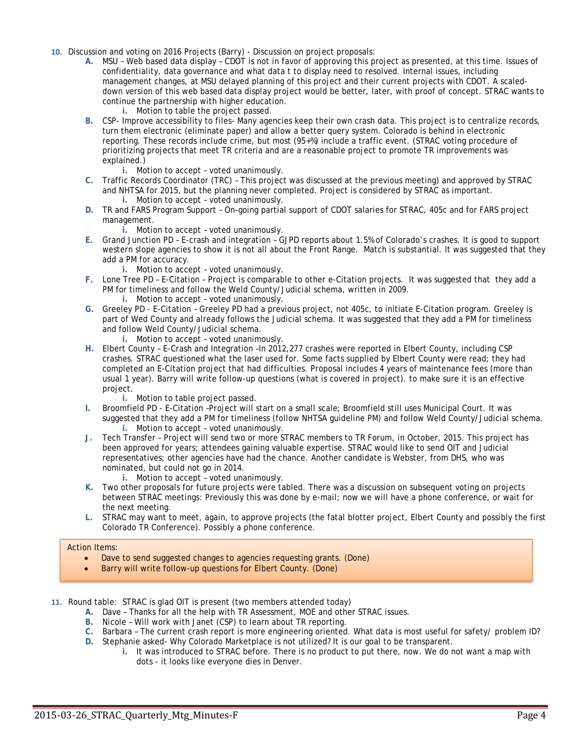10. Discussion and voting on 2016 Projects (Barry) - Discussion on project proposals:
    A. MSU – Web based data display – CDOT is not in favor of approving this project as presented, at this time. Issues of confidentiality, data governance and what data t to display need to resolved. Internal issues, including management changes, at MSU delayed planning of this project and their current projects with CDOT. A scaled-down version of this web based data display project would be better, later, with proof of concept. STRAC wants to continue the partnership with higher education.
        i. Motion to table the project passed.
    B. CSP- Improve accessibility to files- Many agencies keep their own crash data. This project is to centralize records, turn them electronic (eliminate paper) and allow a better query system. Colorado is behind in electronic reporting. These records include crime, but most (95+%) include a traffic event. (STRAC voting procedure of prioritizing projects that meet TR criteria and are a reasonable project to promote TR improvements was explained.)
        i. Motion to accept – voted unanimously.
    C. Traffic Records Coordinator (TRC) – This project was discussed at the previous meeting) and approved by STRAC and NHTSA for 2015, but the planning never completed. Project is considered by STRAC as important.
        i. Motion to accept – voted unanimously.
    D. TR and FARS Program Support – On-going partial support of CDOT salaries for STRAC, 405c and for FARS project management.
        i. Motion to accept – voted unanimously.
    E. Grand Junction PD – E-crash and integration – GJPD reports about 1.5% of Colorado's crashes. It is good to support western slope agencies to show it is not all about the Front Range. Match is substantial. It was suggested that they add a PM for accuracy.
        i. Motion to accept – voted unanimously.
    F. Lone Tree PD – E-Citation – Project is comparable to other e-Citation projects. It was suggested that they add a PM for timeliness and follow the Weld County/Judicial schema, written in 2009.
        i. Motion to accept – voted unanimously.
    G. Greeley PD - E-Citation – Greeley PD had a previous project, not 405c, to initiate E-Citation program. Greeley is part of Wed County and already follows the Judicial schema. It was suggested that they add a PM for timeliness and follow Weld County/Judicial schema.
        i. Motion to accept – voted unanimously.
    H. Elbert County – E-Crash and Integration –In 2012, 277 crashes were reported in Elbert County, including CSP crashes. STRAC questioned what the laser used for. Some facts supplied by Elbert County were read; they had completed an E-Citation project that had difficulties. Proposal includes 4 years of maintenance fees (more than usual 1 year). Barry will write follow-up questions (what is covered in project). to make sure it is an effective project.
        i. Motion to table project passed.
    I. Broomfield PD - E-Citation –Project will start on a small scale; Broomfield still uses Municipal Court. It was suggested that they add a PM for timeliness (follow NHTSA guideline PM) and follow Weld County/Judicial schema.
        i. Motion to accept – voted unanimously.
    J. Tech Transfer – Project will send two or more STRAC members to TR Forum, in October, 2015. This project has been approved for years; attendees gaining valuable expertise. STRAC would like to send OIT and Judicial representatives; other agencies have had the chance. Another candidate is Webster, from DHS, who was nominated, but could not go in 2014.
        i. Motion to accept – voted unanimously.
    K. Two other proposals for future projects were tabled. There was a discussion on subsequent voting on projects between STRAC meetings: Previously this was done by e-mail; now we will have a phone conference, or wait for the next meeting.
    L. STRAC may want to meet, again, to approve projects (the fatal blotter project, Elbert County and possibly the first Colorado TR Conference). Possibly a phone conference.

Action Items:
- Dave to send suggested changes to agencies requesting grants. (Done)
- Barry will write follow-up questions for Elbert County. (Done)

11. Round table: STRAC is glad OIT is present (two members attended today)
    A. Dave – Thanks for all the help with TR Assessment, MOE and other STRAC issues.
    B. Nicole – Will work with Janet (CSP) to learn about TR reporting.
    C. Barbara – The current crash report is more engineering oriented. What data is most useful for safety/ problem ID?
    D. Stephanie asked- Why Colorado Marketplace is not utilized? It is our goal to be transparent.
        i. It was introduced to STRAC before. There is no product to put there, now. We do not want a map with dots - it looks like everyone dies in Denver.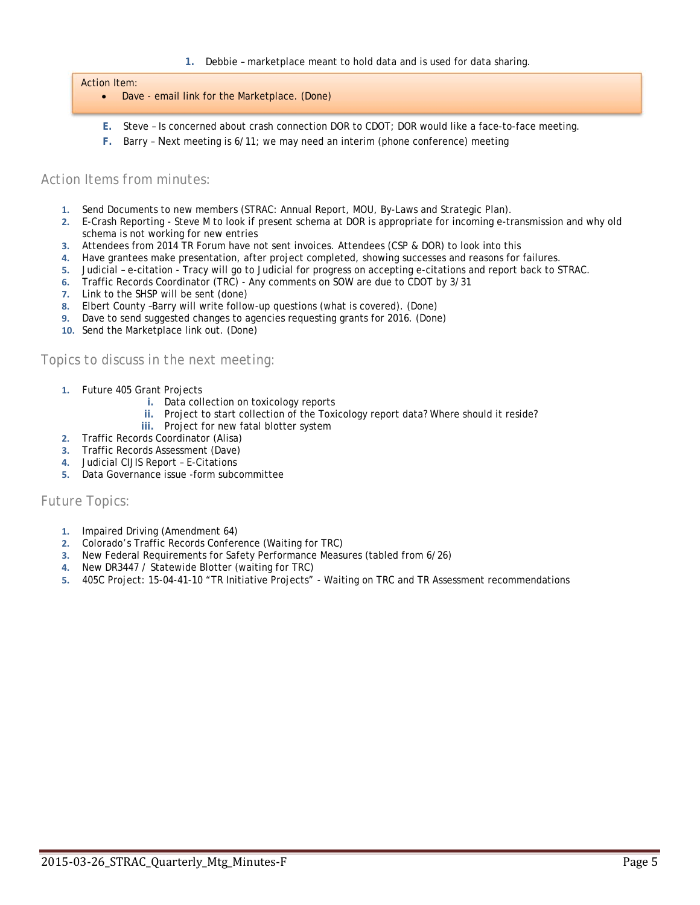1. Debbie – marketplace meant to hold data and is used for data sharing.

Action Item:
- Dave - email link for the Marketplace. (Done)

E. Steve – Is concerned about crash connection DOR to CDOT; DOR would like a face-to-face meeting.
F. Barry – Next meeting is 6/11; we may need an interim (phone conference) meeting

## Action Items from minutes:

1. Send Documents to new members (STRAC: Annual Report, MOU, By-Laws and Strategic Plan).
2. E-Crash Reporting - Steve M to look if present schema at DOR is appropriate for incoming e-transmission and why old schema is not working for new entries
3. Attendees from 2014 TR Forum have not sent invoices. Attendees (CSP & DOR) to look into this
4. Have grantees make presentation, after project completed, showing successes and reasons for failures.
5. Judicial – e-citation - Tracy will go to Judicial for progress on accepting e-citations and report back to STRAC.
6. Traffic Records Coordinator (TRC) - Any comments on SOW are due to CDOT by 3/31
7. Link to the SHSP will be sent (done)
8. Elbert County –Barry will write follow-up questions (what is covered). (Done)
9. Dave to send suggested changes to agencies requesting grants for 2016. (Done)
10. Send the Marketplace link out. (Done)

## Topics to discuss in the next meeting:

1. Future 405 Grant Projects
   i. Data collection on toxicology reports
   ii. Project to start collection of the Toxicology report data? Where should it reside?
   iii. Project for new fatal blotter system
2. Traffic Records Coordinator (Alisa)
3. Traffic Records Assessment (Dave)
4. Judicial CIJIS Report – E-Citations
5. Data Governance issue -form subcommittee

## Future Topics:

1. Impaired Driving (Amendment 64)
2. Colorado's Traffic Records Conference (Waiting for TRC)
3. New Federal Requirements for Safety Performance Measures (tabled from 6/26)
4. New DR3447 / Statewide Blotter (waiting for TRC)
5. 405C Project: 15-04-41-10 "TR Initiative Projects" - Waiting on TRC and TR Assessment recommendations